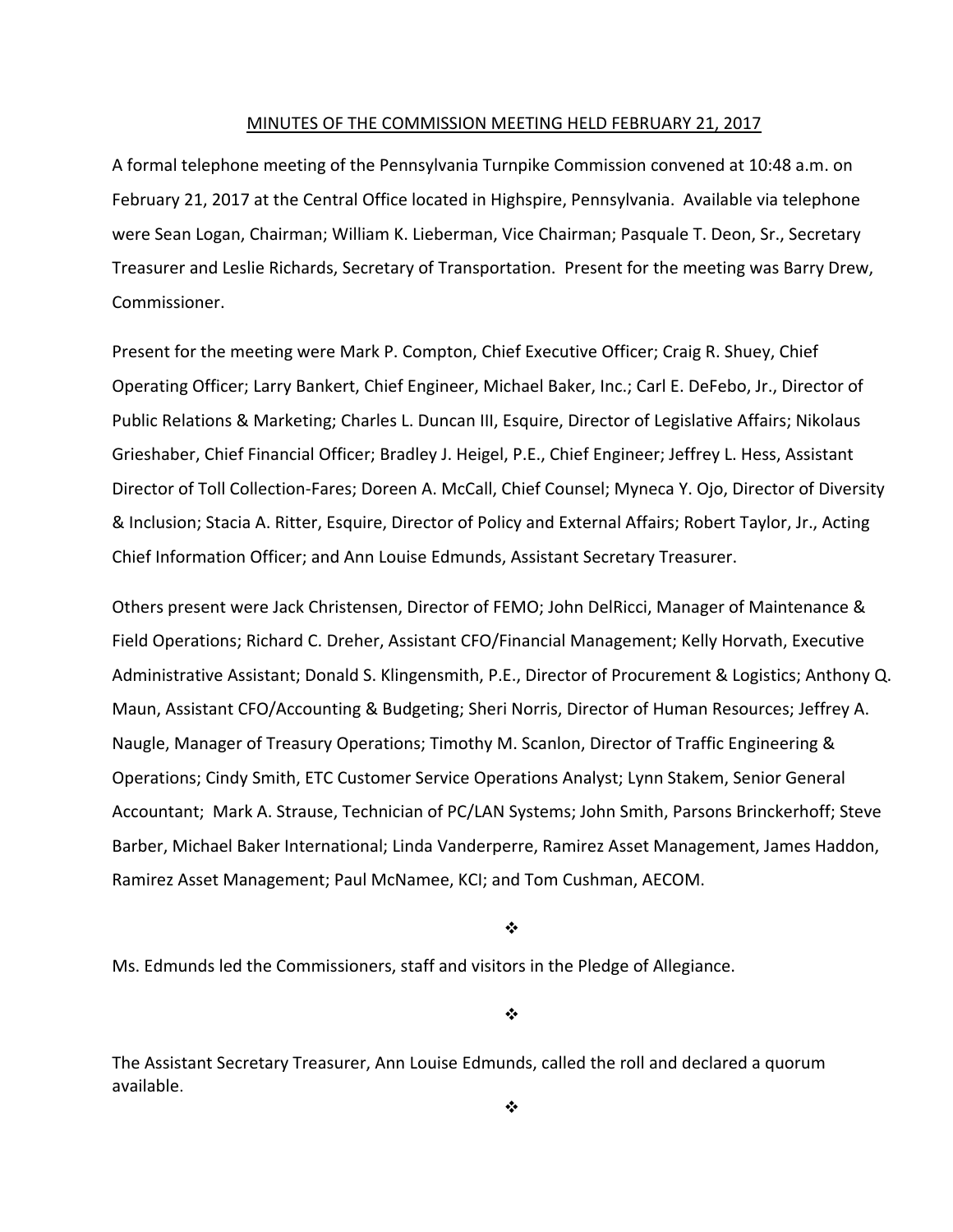## MINUTES OF THE COMMISSION MEETING HELD FEBRUARY 21, 2017

A formal telephone meeting of the Pennsylvania Turnpike Commission convened at 10:48 a.m. on February 21, 2017 at the Central Office located in Highspire, Pennsylvania. Available via telephone were Sean Logan, Chairman; William K. Lieberman, Vice Chairman; Pasquale T. Deon, Sr., Secretary Treasurer and Leslie Richards, Secretary of Transportation. Present for the meeting was Barry Drew, Commissioner.

Present for the meeting were Mark P. Compton, Chief Executive Officer; Craig R. Shuey, Chief Operating Officer; Larry Bankert, Chief Engineer, Michael Baker, Inc.; Carl E. DeFebo, Jr., Director of Public Relations & Marketing; Charles L. Duncan III, Esquire, Director of Legislative Affairs; Nikolaus Grieshaber, Chief Financial Officer; Bradley J. Heigel, P.E., Chief Engineer; Jeffrey L. Hess, Assistant Director of Toll Collection-Fares; Doreen A. McCall, Chief Counsel; Myneca Y. Ojo, Director of Diversity & Inclusion; Stacia A. Ritter, Esquire, Director of Policy and External Affairs; Robert Taylor, Jr., Acting Chief Information Officer; and Ann Louise Edmunds, Assistant Secretary Treasurer.

Others present were Jack Christensen, Director of FEMO; John DelRicci, Manager of Maintenance & Field Operations; Richard C. Dreher, Assistant CFO/Financial Management; Kelly Horvath, Executive Administrative Assistant; Donald S. Klingensmith, P.E., Director of Procurement & Logistics; Anthony Q. Maun, Assistant CFO/Accounting & Budgeting; Sheri Norris, Director of Human Resources; Jeffrey A. Naugle, Manager of Treasury Operations; Timothy M. Scanlon, Director of Traffic Engineering & Operations; Cindy Smith, ETC Customer Service Operations Analyst; Lynn Stakem, Senior General Accountant; Mark A. Strause, Technician of PC/LAN Systems; John Smith, Parsons Brinckerhoff; Steve Barber, Michael Baker International; Linda Vanderperre, Ramirez Asset Management, James Haddon, Ramirez Asset Management; Paul McNamee, KCI; and Tom Cushman, AECOM.

❖

Ms. Edmunds led the Commissioners, staff and visitors in the Pledge of Allegiance.

❖

The Assistant Secretary Treasurer, Ann Louise Edmunds, called the roll and declared a quorum available.

❖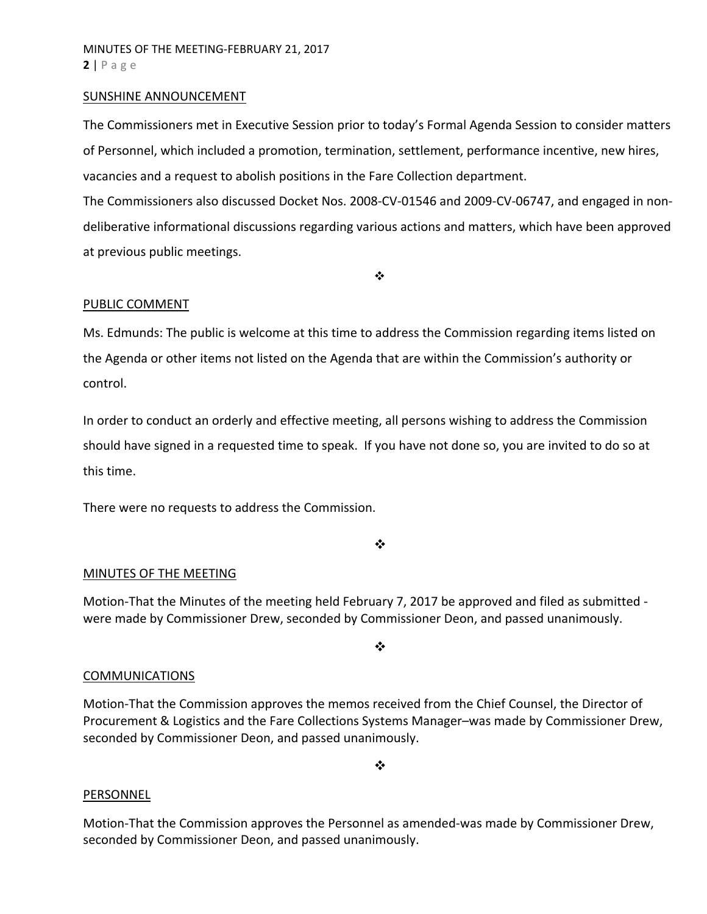## SUNSHINE ANNOUNCEMENT

The Commissioners met in Executive Session prior to today's Formal Agenda Session to consider matters of Personnel, which included a promotion, termination, settlement, performance incentive, new hires, vacancies and a request to abolish positions in the Fare Collection department.

The Commissioners also discussed Docket Nos. 2008-CV-01546 and 2009-CV-06747, and engaged in non-deliberative informational discussions regarding various actions and matters, which have been approved at previous public meetings.

❖

## PUBLIC COMMENT

Ms. Edmunds: The public is welcome at this time to address the Commission regarding items listed on the Agenda or other items not listed on the Agenda that are within the Commission's authority or control.

In order to conduct an orderly and effective meeting, all persons wishing to address the Commission should have signed in a requested time to speak. If you have not done so, you are invited to do so at this time.

There were no requests to address the Commission.

❖

## MINUTES OF THE MEETING

Motion-That the Minutes of the meeting held February 7, 2017 be approved and filed as submitted - were made by Commissioner Drew, seconded by Commissioner Deon, and passed unanimously.

❖

## COMMUNICATIONS

Motion-That the Commission approves the memos received from the Chief Counsel, the Director of Procurement & Logistics and the Fare Collections Systems Manager–was made by Commissioner Drew, seconded by Commissioner Deon, and passed unanimously.

❖

## PERSONNEL

Motion-That the Commission approves the Personnel as amended-was made by Commissioner Drew, seconded by Commissioner Deon, and passed unanimously.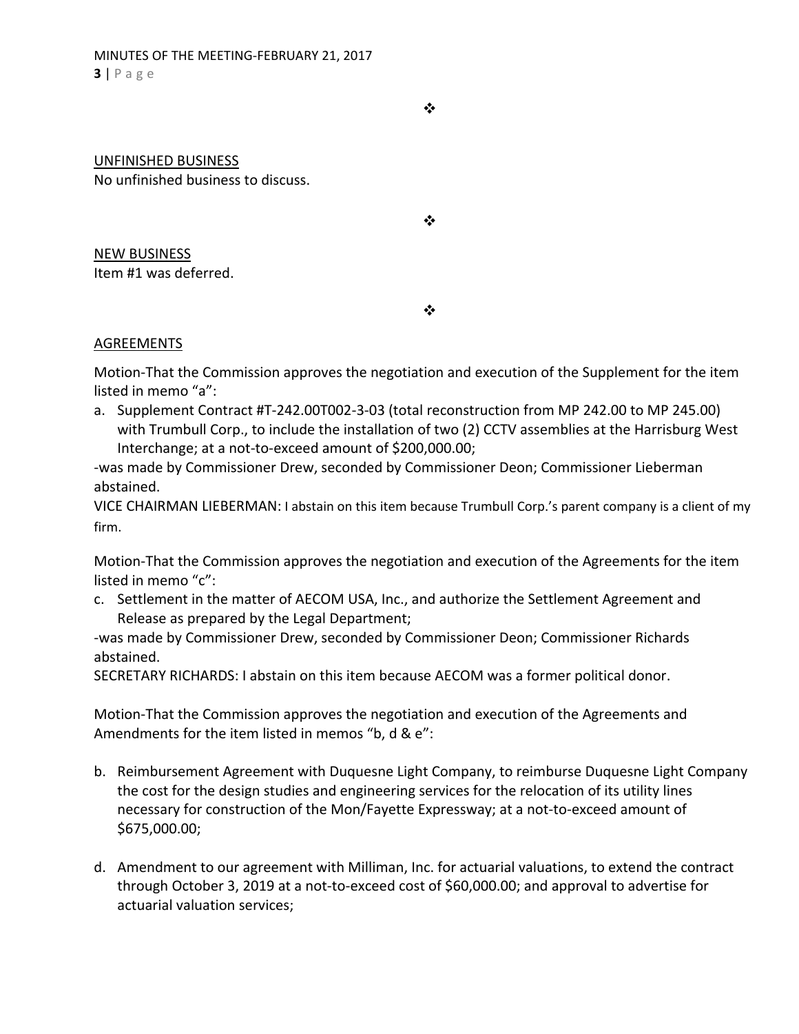❖

UNFINISHED BUSINESS

No unfinished business to discuss.

❖

NEW BUSINESS

Item #1 was deferred.

❖

AGREEMENTS

Motion-That the Commission approves the negotiation and execution of the Supplement for the item listed in memo "a":

a. Supplement Contract #T-242.00T002-3-03 (total reconstruction from MP 242.00 to MP 245.00) with Trumbull Corp., to include the installation of two (2) CCTV assemblies at the Harrisburg West Interchange; at a not-to-exceed amount of $200,000.00;

-was made by Commissioner Drew, seconded by Commissioner Deon; Commissioner Lieberman abstained.

VICE CHAIRMAN LIEBERMAN: I abstain on this item because Trumbull Corp.'s parent company is a client of my firm.

Motion-That the Commission approves the negotiation and execution of the Agreements for the item listed in memo "c":

c. Settlement in the matter of AECOM USA, Inc., and authorize the Settlement Agreement and Release as prepared by the Legal Department;

-was made by Commissioner Drew, seconded by Commissioner Deon; Commissioner Richards abstained.

SECRETARY RICHARDS: I abstain on this item because AECOM was a former political donor.

Motion-That the Commission approves the negotiation and execution of the Agreements and Amendments for the item listed in memos "b, d & e":

b. Reimbursement Agreement with Duquesne Light Company, to reimburse Duquesne Light Company the cost for the design studies and engineering services for the relocation of its utility lines necessary for construction of the Mon/Fayette Expressway; at a not-to-exceed amount of $675,000.00;

d. Amendment to our agreement with Milliman, Inc. for actuarial valuations, to extend the contract through October 3, 2019 at a not-to-exceed cost of $60,000.00; and approval to advertise for actuarial valuation services;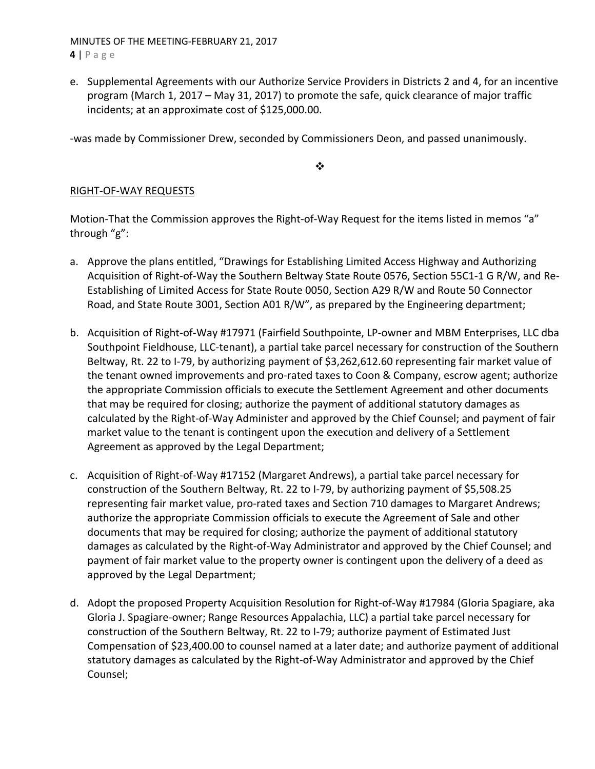e. Supplemental Agreements with our Authorize Service Providers in Districts 2 and 4, for an incentive program (March 1, 2017 – May 31, 2017) to promote the safe, quick clearance of major traffic incidents; at an approximate cost of $125,000.00.

-was made by Commissioner Drew, seconded by Commissioners Deon, and passed unanimously.

❖

RIGHT-OF-WAY REQUESTS

Motion-That the Commission approves the Right-of-Way Request for the items listed in memos "a" through "g":

a. Approve the plans entitled, "Drawings for Establishing Limited Access Highway and Authorizing Acquisition of Right-of-Way the Southern Beltway State Route 0576, Section 55C1-1 G R/W, and Re-Establishing of Limited Access for State Route 0050, Section A29 R/W and Route 50 Connector Road, and State Route 3001, Section A01 R/W", as prepared by the Engineering department;

b. Acquisition of Right-of-Way #17971 (Fairfield Southpointe, LP-owner and MBM Enterprises, LLC dba Southpoint Fieldhouse, LLC-tenant), a partial take parcel necessary for construction of the Southern Beltway, Rt. 22 to I-79, by authorizing payment of $3,262,612.60 representing fair market value of the tenant owned improvements and pro-rated taxes to Coon & Company, escrow agent; authorize the appropriate Commission officials to execute the Settlement Agreement and other documents that may be required for closing; authorize the payment of additional statutory damages as calculated by the Right-of-Way Administer and approved by the Chief Counsel; and payment of fair market value to the tenant is contingent upon the execution and delivery of a Settlement Agreement as approved by the Legal Department;

c. Acquisition of Right-of-Way #17152 (Margaret Andrews), a partial take parcel necessary for construction of the Southern Beltway, Rt. 22 to I-79, by authorizing payment of $5,508.25 representing fair market value, pro-rated taxes and Section 710 damages to Margaret Andrews; authorize the appropriate Commission officials to execute the Agreement of Sale and other documents that may be required for closing; authorize the payment of additional statutory damages as calculated by the Right-of-Way Administrator and approved by the Chief Counsel; and payment of fair market value to the property owner is contingent upon the delivery of a deed as approved by the Legal Department;

d. Adopt the proposed Property Acquisition Resolution for Right-of-Way #17984 (Gloria Spagiare, aka Gloria J. Spagiare-owner; Range Resources Appalachia, LLC) a partial take parcel necessary for construction of the Southern Beltway, Rt. 22 to I-79; authorize payment of Estimated Just Compensation of $23,400.00 to counsel named at a later date; and authorize payment of additional statutory damages as calculated by the Right-of-Way Administrator and approved by the Chief Counsel;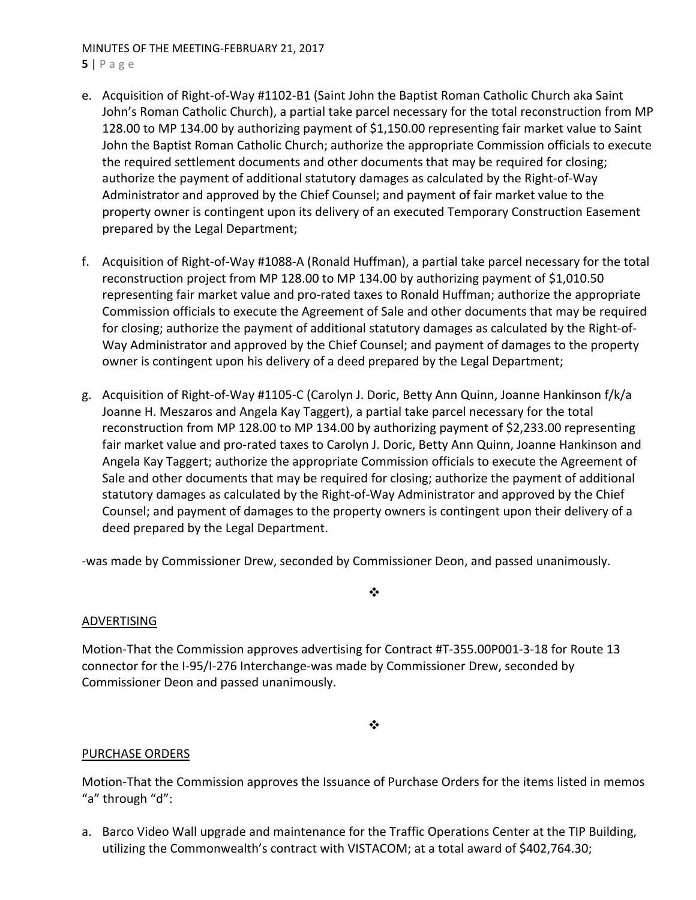e. Acquisition of Right-of-Way #1102-B1 (Saint John the Baptist Roman Catholic Church aka Saint John's Roman Catholic Church), a partial take parcel necessary for the total reconstruction from MP 128.00 to MP 134.00 by authorizing payment of $1,150.00 representing fair market value to Saint John the Baptist Roman Catholic Church; authorize the appropriate Commission officials to execute the required settlement documents and other documents that may be required for closing; authorize the payment of additional statutory damages as calculated by the Right-of-Way Administrator and approved by the Chief Counsel; and payment of fair market value to the property owner is contingent upon its delivery of an executed Temporary Construction Easement prepared by the Legal Department;

f. Acquisition of Right-of-Way #1088-A (Ronald Huffman), a partial take parcel necessary for the total reconstruction project from MP 128.00 to MP 134.00 by authorizing payment of $1,010.50 representing fair market value and pro-rated taxes to Ronald Huffman; authorize the appropriate Commission officials to execute the Agreement of Sale and other documents that may be required for closing; authorize the payment of additional statutory damages as calculated by the Right-of-Way Administrator and approved by the Chief Counsel; and payment of damages to the property owner is contingent upon his delivery of a deed prepared by the Legal Department;

g. Acquisition of Right-of-Way #1105-C (Carolyn J. Doric, Betty Ann Quinn, Joanne Hankinson f/k/a Joanne H. Meszaros and Angela Kay Taggert), a partial take parcel necessary for the total reconstruction from MP 128.00 to MP 134.00 by authorizing payment of $2,233.00 representing fair market value and pro-rated taxes to Carolyn J. Doric, Betty Ann Quinn, Joanne Hankinson and Angela Kay Taggert; authorize the appropriate Commission officials to execute the Agreement of Sale and other documents that may be required for closing; authorize the payment of additional statutory damages as calculated by the Right-of-Way Administrator and approved by the Chief Counsel; and payment of damages to the property owners is contingent upon their delivery of a deed prepared by the Legal Department.

-was made by Commissioner Drew, seconded by Commissioner Deon, and passed unanimously.

❖

## ADVERTISING

Motion-That the Commission approves advertising for Contract #T-355.00P001-3-18 for Route 13 connector for the I-95/I-276 Interchange-was made by Commissioner Drew, seconded by Commissioner Deon and passed unanimously.

❖

## PURCHASE ORDERS

Motion-That the Commission approves the Issuance of Purchase Orders for the items listed in memos "a" through "d":

a. Barco Video Wall upgrade and maintenance for the Traffic Operations Center at the TIP Building, utilizing the Commonwealth's contract with VISTACOM; at a total award of $402,764.30;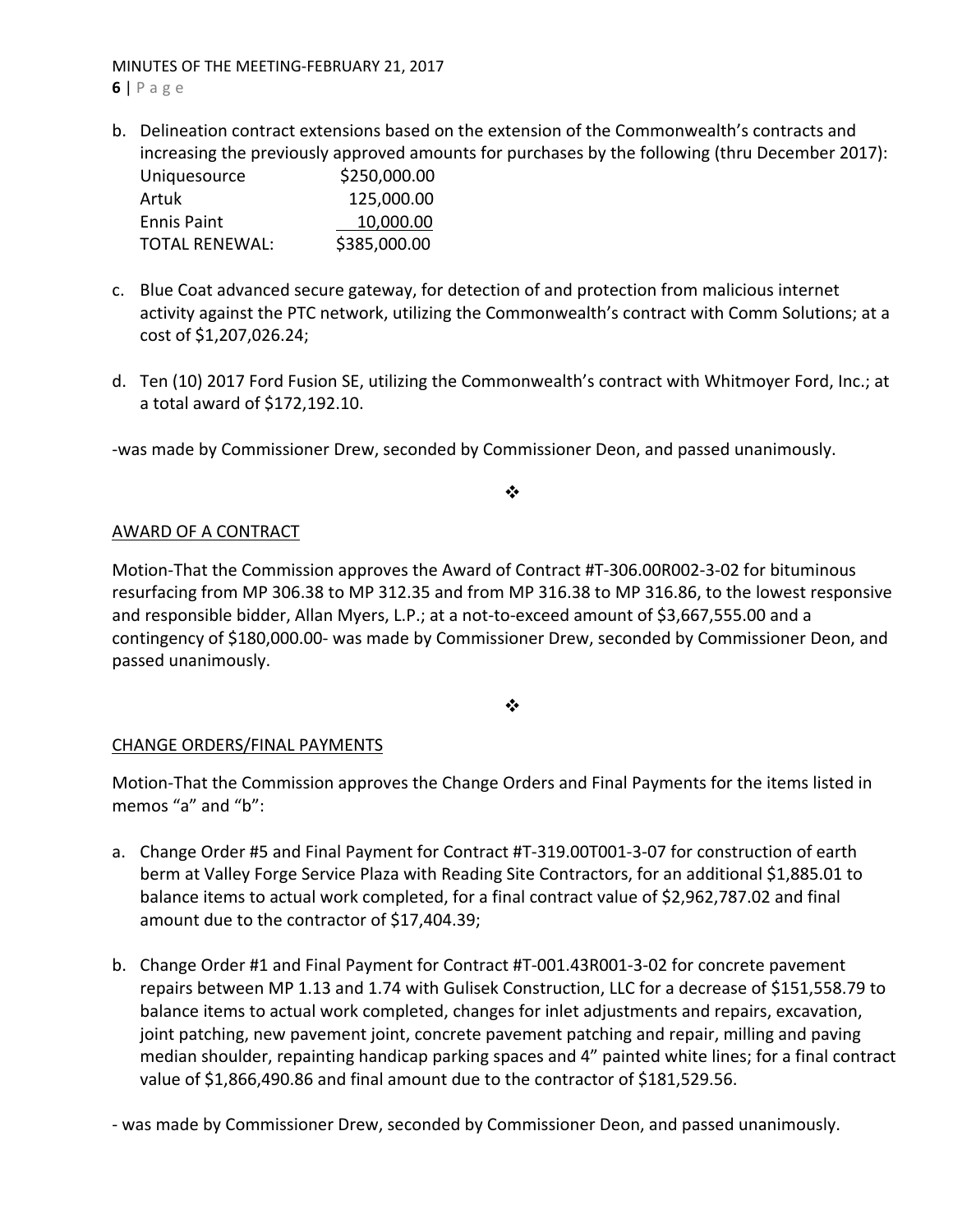b. Delineation contract extensions based on the extension of the Commonwealth's contracts and increasing the previously approved amounts for purchases by the following (thru December 2017):

| | |
|---|---|
| Uniquesource | $250,000.00 |
| Artuk | 125,000.00 |
| Ennis Paint | 10,000.00 |
| TOTAL RENEWAL: | $385,000.00 |

c. Blue Coat advanced secure gateway, for detection of and protection from malicious internet activity against the PTC network, utilizing the Commonwealth's contract with Comm Solutions; at a cost of $1,207,026.24;

d. Ten (10) 2017 Ford Fusion SE, utilizing the Commonwealth's contract with Whitmoyer Ford, Inc.; at a total award of $172,192.10.

-was made by Commissioner Drew, seconded by Commissioner Deon, and passed unanimously.

❖

AWARD OF A CONTRACT

Motion-That the Commission approves the Award of Contract #T-306.00R002-3-02 for bituminous resurfacing from MP 306.38 to MP 312.35 and from MP 316.38 to MP 316.86, to the lowest responsive and responsible bidder, Allan Myers, L.P.; at a not-to-exceed amount of $3,667,555.00 and a contingency of $180,000.00- was made by Commissioner Drew, seconded by Commissioner Deon, and passed unanimously.

❖

CHANGE ORDERS/FINAL PAYMENTS

Motion-That the Commission approves the Change Orders and Final Payments for the items listed in memos "a" and "b":

a. Change Order #5 and Final Payment for Contract #T-319.00T001-3-07 for construction of earth berm at Valley Forge Service Plaza with Reading Site Contractors, for an additional $1,885.01 to balance items to actual work completed, for a final contract value of $2,962,787.02 and final amount due to the contractor of $17,404.39;

b. Change Order #1 and Final Payment for Contract #T-001.43R001-3-02 for concrete pavement repairs between MP 1.13 and 1.74 with Gulisek Construction, LLC for a decrease of $151,558.79 to balance items to actual work completed, changes for inlet adjustments and repairs, excavation, joint patching, new pavement joint, concrete pavement patching and repair, milling and paving median shoulder, repainting handicap parking spaces and 4" painted white lines; for a final contract value of $1,866,490.86 and final amount due to the contractor of $181,529.56.

- was made by Commissioner Drew, seconded by Commissioner Deon, and passed unanimously.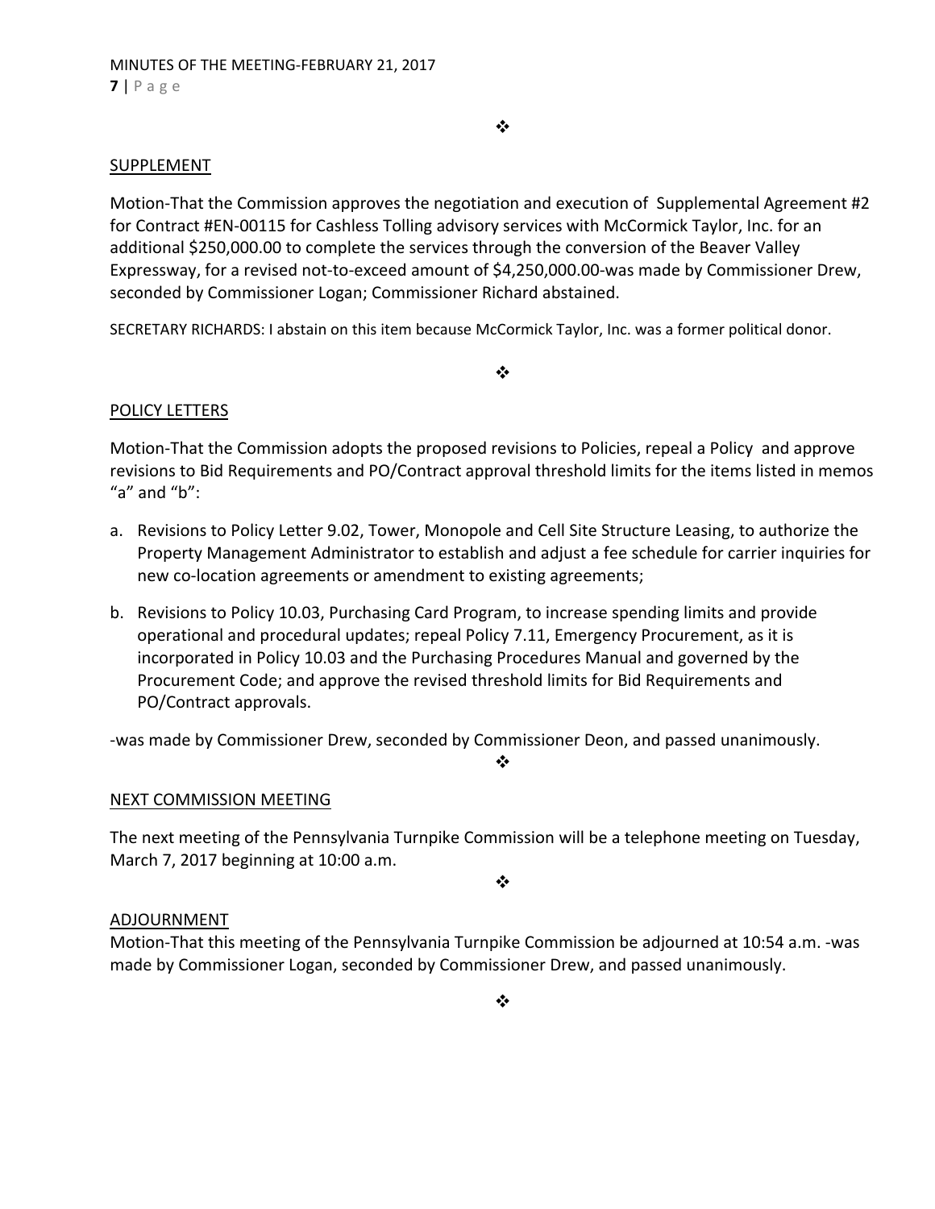❖

SUPPLEMENT

Motion-That the Commission approves the negotiation and execution of Supplemental Agreement #2 for Contract #EN-00115 for Cashless Tolling advisory services with McCormick Taylor, Inc. for an additional $250,000.00 to complete the services through the conversion of the Beaver Valley Expressway, for a revised not-to-exceed amount of $4,250,000.00-was made by Commissioner Drew, seconded by Commissioner Logan; Commissioner Richard abstained.

SECRETARY RICHARDS: I abstain on this item because McCormick Taylor, Inc. was a former political donor.

❖

POLICY LETTERS

Motion-That the Commission adopts the proposed revisions to Policies, repeal a Policy and approve revisions to Bid Requirements and PO/Contract approval threshold limits for the items listed in memos "a" and "b":

a. Revisions to Policy Letter 9.02, Tower, Monopole and Cell Site Structure Leasing, to authorize the Property Management Administrator to establish and adjust a fee schedule for carrier inquiries for new co-location agreements or amendment to existing agreements;

b. Revisions to Policy 10.03, Purchasing Card Program, to increase spending limits and provide operational and procedural updates; repeal Policy 7.11, Emergency Procurement, as it is incorporated in Policy 10.03 and the Purchasing Procedures Manual and governed by the Procurement Code; and approve the revised threshold limits for Bid Requirements and PO/Contract approvals.

-was made by Commissioner Drew, seconded by Commissioner Deon, and passed unanimously.

❖

NEXT COMMISSION MEETING

The next meeting of the Pennsylvania Turnpike Commission will be a telephone meeting on Tuesday, March 7, 2017 beginning at 10:00 a.m.

❖

ADJOURNMENT

Motion-That this meeting of the Pennsylvania Turnpike Commission be adjourned at 10:54 a.m. -was made by Commissioner Logan, seconded by Commissioner Drew, and passed unanimously.

❖